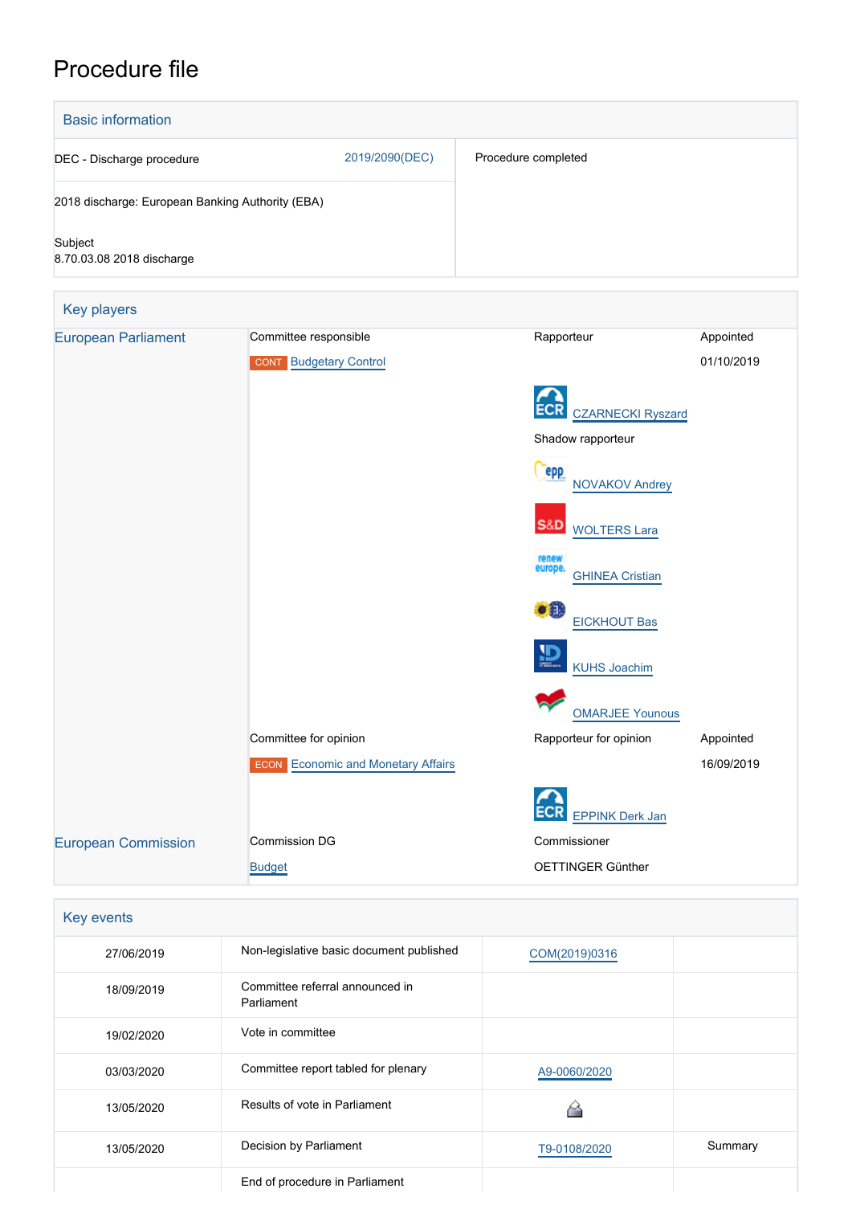# Procedure file

## Basic information

| | |
|---|---|
| DEC - Discharge procedure 2019/2090(DEC) | Procedure completed |
| 2018 discharge: European Banking Authority (EBA) | |
| Subject<br>8.70.03.08 2018 discharge | |

## Key players

| | | | |
|---|---|---|---|
| European Parliament | Committee responsible | Rapporteur | Appointed |
| | CONT Budgetary Control | | 01/10/2019 |
| | | ECR CZARNECKI Ryszard | |
| | | Shadow rapporteur | |
| | | EPP NOVAKOV Andrey | |
| | | S&D WOLTERS Lara | |
| | | Renew Europe GHINEA Cristian | |
| | | Greens/EFA EICKHOUT Bas | |
| | | ID KUHS Joachim | |
| | | GUE/NGL OMARJEE Younous | |
| | Committee for opinion | Rapporteur for opinion | Appointed |
| | ECON Economic and Monetary Affairs | | 16/09/2019 |
| | | ECR EPPINK Derk Jan | |
| European Commission | Commission DG | Commissioner | |
| | Budget | OETTINGER Günther | |

## Key events

| | | | |
|---|---|---|---|
| 27/06/2019 | Non-legislative basic document published | COM(2019)0316 | |
| 18/09/2019 | Committee referral announced in Parliament | | |
| 19/02/2020 | Vote in committee | | |
| 03/03/2020 | Committee report tabled for plenary | A9-0060/2020 | |
| 13/05/2020 | Results of vote in Parliament | | |
| 13/05/2020 | Decision by Parliament | T9-0108/2020 | Summary |
| | End of procedure in Parliament | | |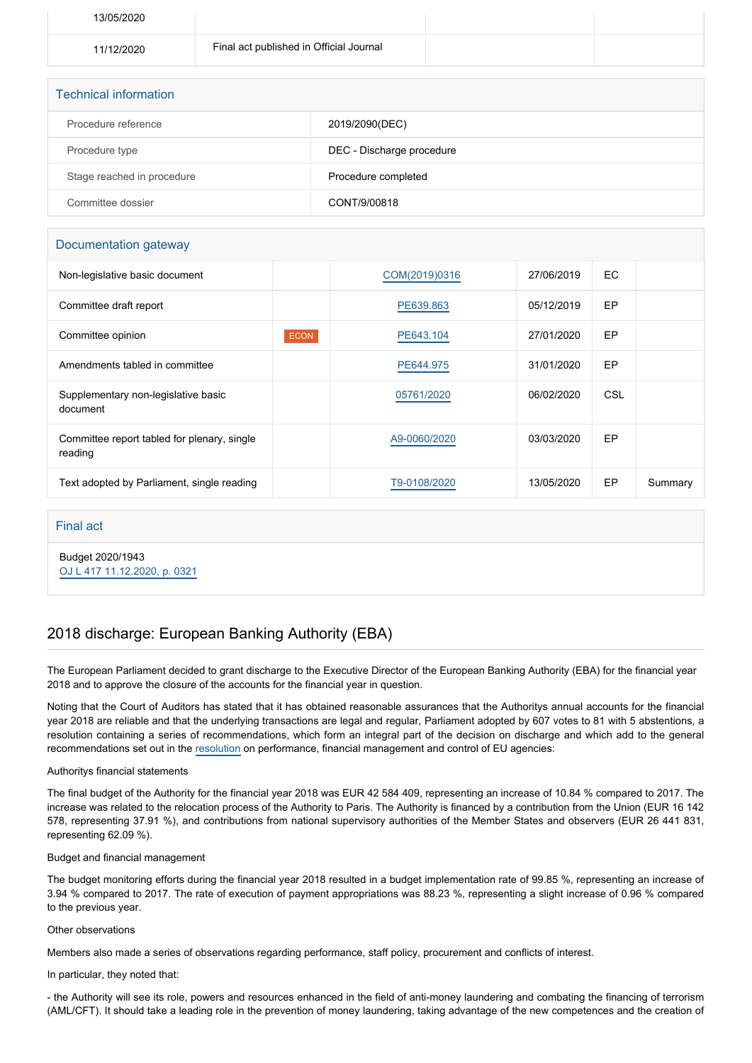| 13/05/2020 | | | |
|---|---|---|---|
| 11/12/2020 | Final act published in Official Journal | | |

## Technical information

| Procedure reference | 2019/2090(DEC) |
|---|---|
| Procedure type | DEC - Discharge procedure |
| Stage reached in procedure | Procedure completed |
| Committee dossier | CONT/9/00818 |

## Documentation gateway

| Non-legislative basic document | | COM(2019)0316 | 27/06/2019 | EC | |
|---|---|---|---|---|---|
| Committee draft report | | PE639.863 | 05/12/2019 | EP | |
| Committee opinion | ECON | PE643.104 | 27/01/2020 | EP | |
| Amendments tabled in committee | | PE644.975 | 31/01/2020 | EP | |
| Supplementary non-legislative basic document | | 05761/2020 | 06/02/2020 | CSL | |
| Committee report tabled for plenary, single reading | | A9-0060/2020 | 03/03/2020 | EP | |
| Text adopted by Parliament, single reading | | T9-0108/2020 | 13/05/2020 | EP | Summary |

## Final act

Budget 2020/1943
OJ L 417 11.12.2020, p. 0321

## 2018 discharge: European Banking Authority (EBA)

The European Parliament decided to grant discharge to the Executive Director of the European Banking Authority (EBA) for the financial year 2018 and to approve the closure of the accounts for the financial year in question.

Noting that the Court of Auditors has stated that it has obtained reasonable assurances that the Authoritys annual accounts for the financial year 2018 are reliable and that the underlying transactions are legal and regular, Parliament adopted by 607 votes to 81 with 5 abstentions, a resolution containing a series of recommendations, which form an integral part of the decision on discharge and which add to the general recommendations set out in the resolution on performance, financial management and control of EU agencies:

Authoritys financial statements

The final budget of the Authority for the financial year 2018 was EUR 42 584 409, representing an increase of 10.84 % compared to 2017. The increase was related to the relocation process of the Authority to Paris. The Authority is financed by a contribution from the Union (EUR 16 142 578, representing 37.91 %), and contributions from national supervisory authorities of the Member States and observers (EUR 26 441 831, representing 62.09 %).

Budget and financial management

The budget monitoring efforts during the financial year 2018 resulted in a budget implementation rate of 99.85 %, representing an increase of 3.94 % compared to 2017. The rate of execution of payment appropriations was 88.23 %, representing a slight increase of 0.96 % compared to the previous year.

Other observations

Members also made a series of observations regarding performance, staff policy, procurement and conflicts of interest.

In particular, they noted that:

- the Authority will see its role, powers and resources enhanced in the field of anti-money laundering and combating the financing of terrorism (AML/CFT). It should take a leading role in the prevention of money laundering, taking advantage of the new competences and the creation of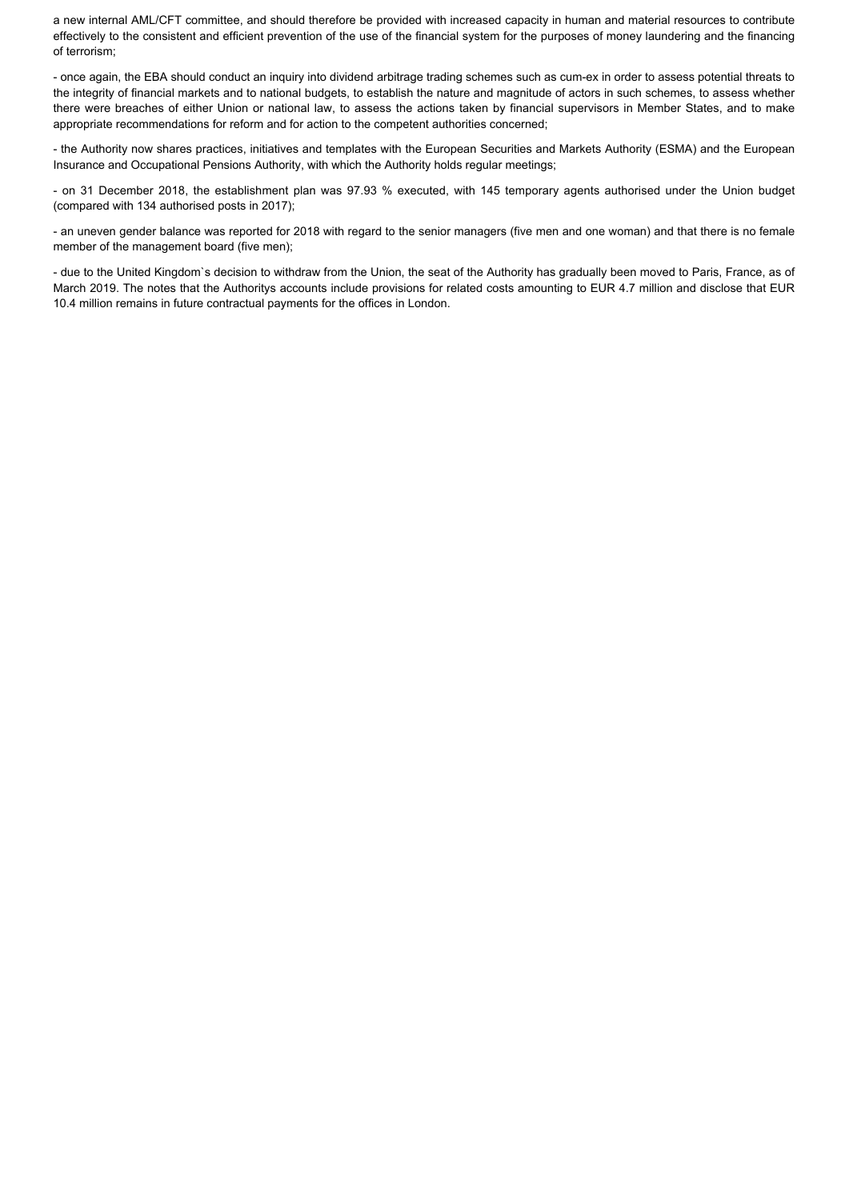a new internal AML/CFT committee, and should therefore be provided with increased capacity in human and material resources to contribute effectively to the consistent and efficient prevention of the use of the financial system for the purposes of money laundering and the financing of terrorism;

- once again, the EBA should conduct an inquiry into dividend arbitrage trading schemes such as cum-ex in order to assess potential threats to the integrity of financial markets and to national budgets, to establish the nature and magnitude of actors in such schemes, to assess whether there were breaches of either Union or national law, to assess the actions taken by financial supervisors in Member States, and to make appropriate recommendations for reform and for action to the competent authorities concerned;

- the Authority now shares practices, initiatives and templates with the European Securities and Markets Authority (ESMA) and the European Insurance and Occupational Pensions Authority, with which the Authority holds regular meetings;

- on 31 December 2018, the establishment plan was 97.93 % executed, with 145 temporary agents authorised under the Union budget (compared with 134 authorised posts in 2017);

- an uneven gender balance was reported for 2018 with regard to the senior managers (five men and one woman) and that there is no female member of the management board (five men);

- due to the United Kingdom`s decision to withdraw from the Union, the seat of the Authority has gradually been moved to Paris, France, as of March 2019. The notes that the Authoritys accounts include provisions for related costs amounting to EUR 4.7 million and disclose that EUR 10.4 million remains in future contractual payments for the offices in London.